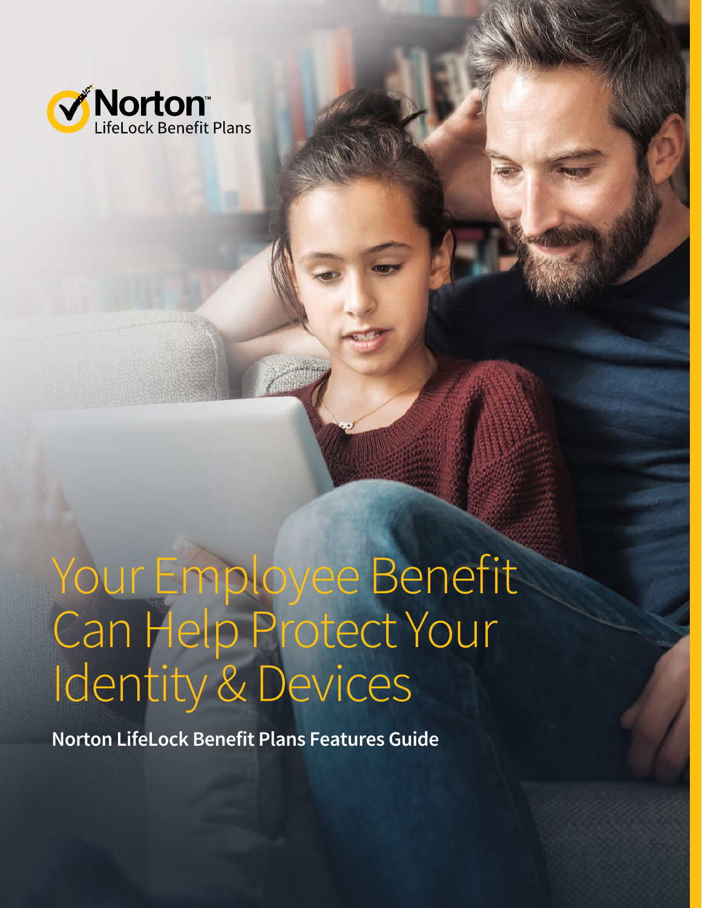Norton™
LifeLock Benefit Plans

# Your Employee Benefit Can Help Protect Your Identity & Devices

**Norton LifeLock Benefit Plans Features Guide**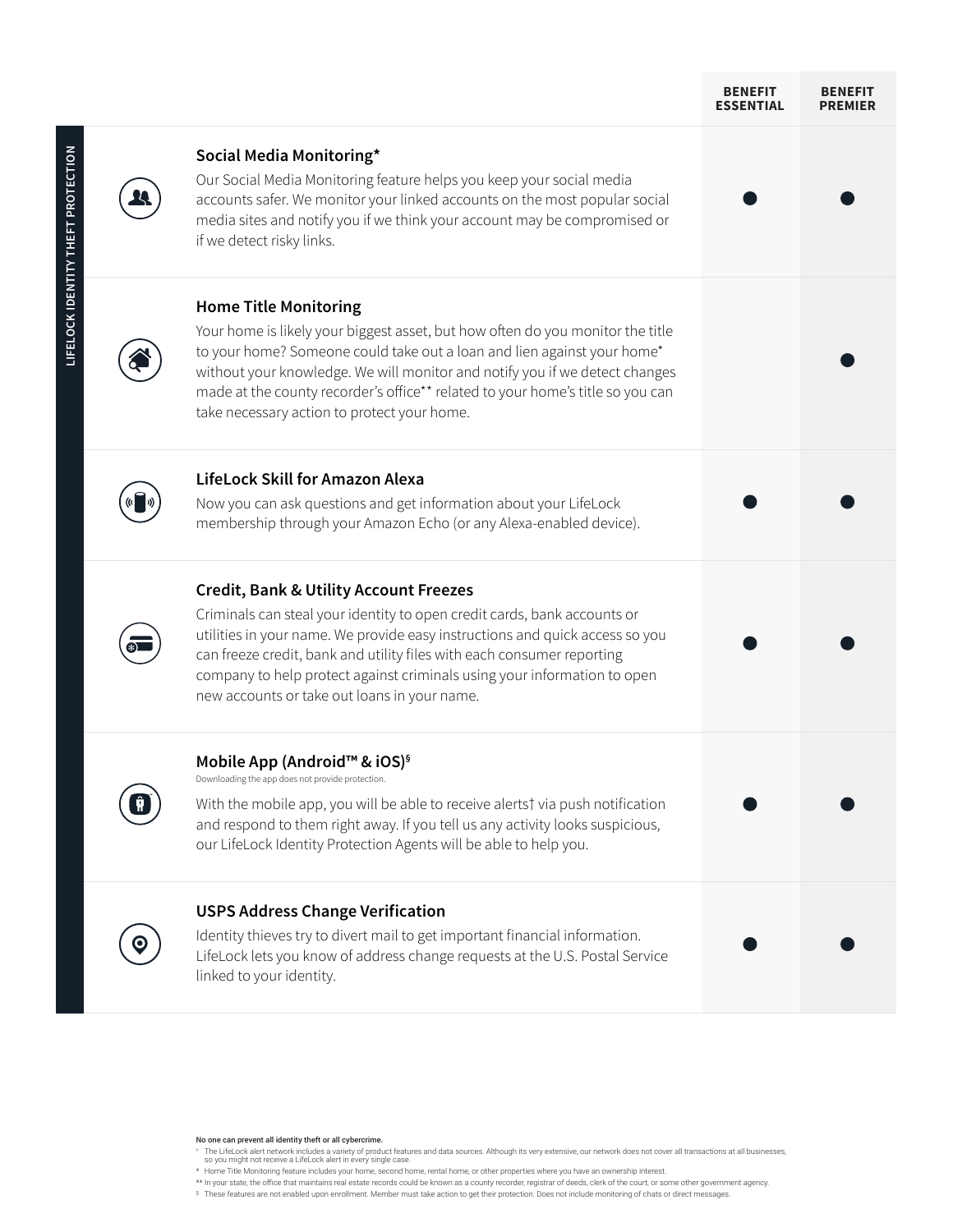LIFELOCK IDENTITY THEFT PROTECTION

| | BENEFIT ESSENTIAL | BENEFIT PREMIER |
|---|---|---|
| **Social Media Monitoring**[§]<br>Our Social Media Monitoring feature helps you keep your social media accounts safer. We monitor your linked accounts on the most popular social media sites and notify you if we think your account may be compromised or if we detect risky links. | ● | ● |
| **Home Title Monitoring**<br>Your home is likely your biggest asset, but how often do you monitor the title to your home? Someone could take out a loan and lien against your home* without your knowledge. We will monitor and notify you if we detect changes made at the county recorder's office** related to your home's title so you can take necessary action to protect your home. | | ● |
| **LifeLock Skill for Amazon Alexa**<br>Now you can ask questions and get information about your LifeLock membership through your Amazon Echo (or any Alexa-enabled device). | ● | ● |
| **Credit, Bank & Utility Account Freezes**<br>Criminals can steal your identity to open credit cards, bank accounts or utilities in your name. We provide easy instructions and quick access so you can freeze credit, bank and utility files with each consumer reporting company to help protect against criminals using your information to open new accounts or take out loans in your name. | ● | ● |
| **Mobile App (Android™ & iOS)**[§]<br>Downloading the app does not provide protection.<br>With the mobile app, you will be able to receive alerts† via push notification and respond to them right away. If you tell us any activity looks suspicious, our LifeLock Identity Protection Agents will be able to help you. | ● | ● |
| **USPS Address Change Verification**<br>Identity thieves try to divert mail to get important financial information. LifeLock lets you know of address change requests at the U.S. Postal Service linked to your identity. | ● | ● |

**No one can prevent all identity theft or all cybercrime.**

† The LifeLock alert network includes a variety of product features and data sources. Although its very extensive, our network does not cover all transactions at all businesses, so you might not receive a LifeLock alert in every single case.

\* Home Title Monitoring feature includes your home, second home, rental home, or other properties where you have an ownership interest.

** In your state, the office that maintains real estate records could be known as a county recorder, registrar of deeds, clerk of the court, or some other government agency.

§ These features are not enabled upon enrollment. Member must take action to get their protection. Does not include monitoring of chats or direct messages.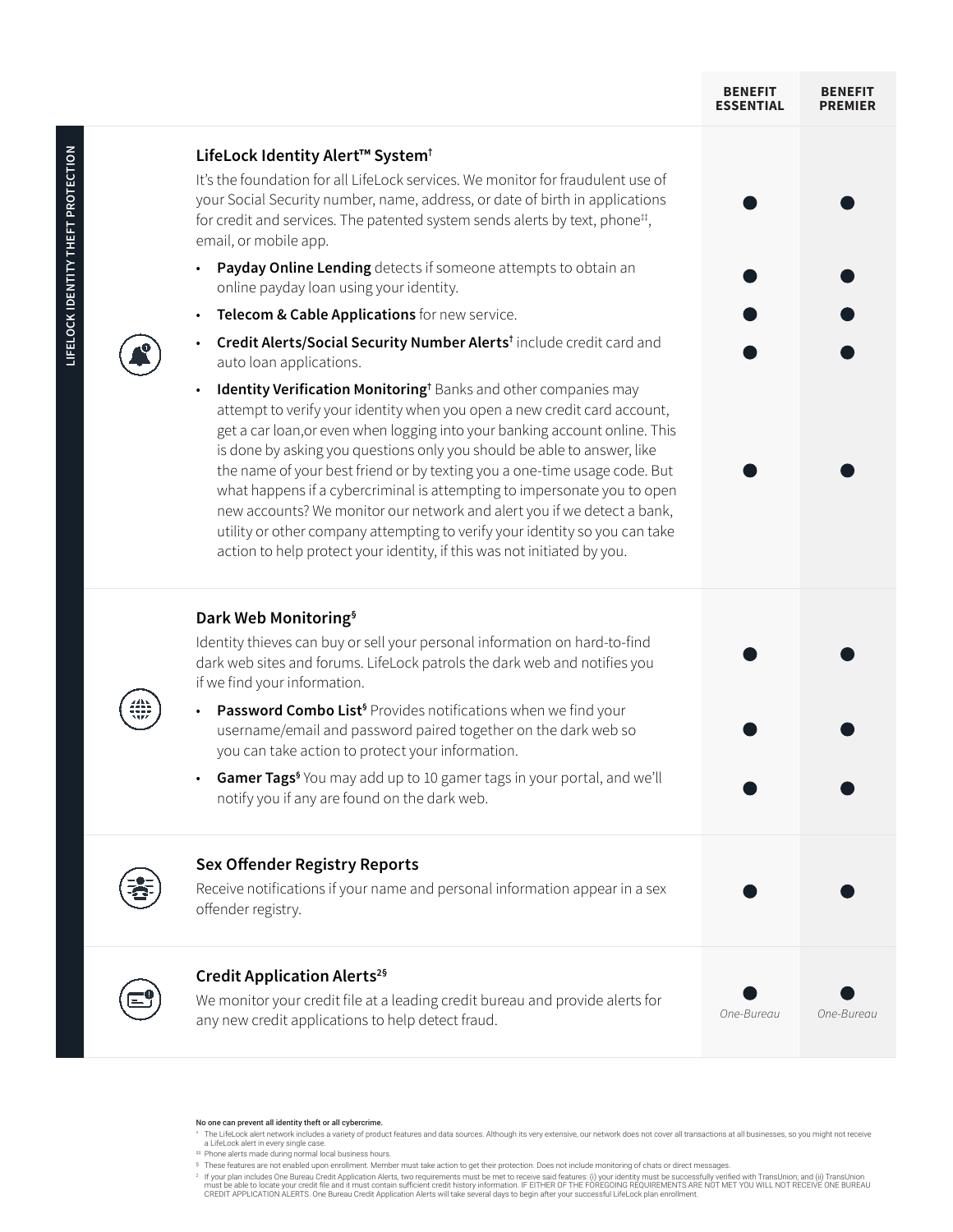LIFELOCK IDENTITY THEFT PROTECTION

| | BENEFIT ESSENTIAL | BENEFIT PREMIER |
|---|---|---|
| **LifeLock Identity Alert™ System†** It's the foundation for all LifeLock services. We monitor for fraudulent use of your Social Security number, name, address, or date of birth in applications for credit and services. The patented system sends alerts by text, phone‡‡, email, or mobile app. | ● | ● |
| • **Payday Online Lending** detects if someone attempts to obtain an online payday loan using your identity. | ● | ● |
| • **Telecom & Cable Applications** for new service. | ● | ● |
| • **Credit Alerts/Social Security Number Alerts†** include credit card and auto loan applications. | ● | ● |
| • **Identity Verification Monitoring†** Banks and other companies may attempt to verify your identity when you open a new credit card account, get a car loan,or even when logging into your banking account online. This is done by asking you questions only you should be able to answer, like the name of your best friend or by texting you a one-time usage code. But what happens if a cybercriminal is attempting to impersonate you to open new accounts? We monitor our network and alert you if we detect a bank, utility or other company attempting to verify your identity so you can take action to help protect your identity, if this was not initiated by you. | ● | ● |
| **Dark Web Monitoring§** Identity thieves can buy or sell your personal information on hard-to-find dark web sites and forums. LifeLock patrols the dark web and notifies you if we find your information. | ● | ● |
| • **Password Combo List§** Provides notifications when we find your username/email and password paired together on the dark web so you can take action to protect your information. | ● | ● |
| • **Gamer Tags§** You may add up to 10 gamer tags in your portal, and we'll notify you if any are found on the dark web. | ● | ● |
| **Sex Offender Registry Reports** Receive notifications if your name and personal information appear in a sex offender registry. | ● | ● |
| **Credit Application Alerts²§** We monitor your credit file at a leading credit bureau and provide alerts for any new credit applications to help detect fraud. | ● *One-Bureau* | ● *One-Bureau* |

**No one can prevent all identity theft or all cybercrime.**

† The LifeLock alert network includes a variety of product features and data sources. Although its very extensive, our network does not cover all transactions at all businesses, so you might not receive a LifeLock alert in every single case.

‡‡ Phone alerts made during normal local business hours.

§ These features are not enabled upon enrollment. Member must take action to get their protection. Does not include monitoring of chats or direct messages.

² If your plan includes One Bureau Credit Application Alerts, two requirements must be met to receive said features: (i) your identity must be successfully verified with TransUnion; and (ii) TransUnion must be able to locate your credit file and it must contain sufficient credit history information. IF EITHER OF THE FOREGOING REQUIREMENTS ARE NOT MET YOU WILL NOT RECEIVE ONE BUREAU CREDIT APPLICATION ALERTS. One Bureau Credit Application Alerts will take several days to begin after your successful LifeLock plan enrollment.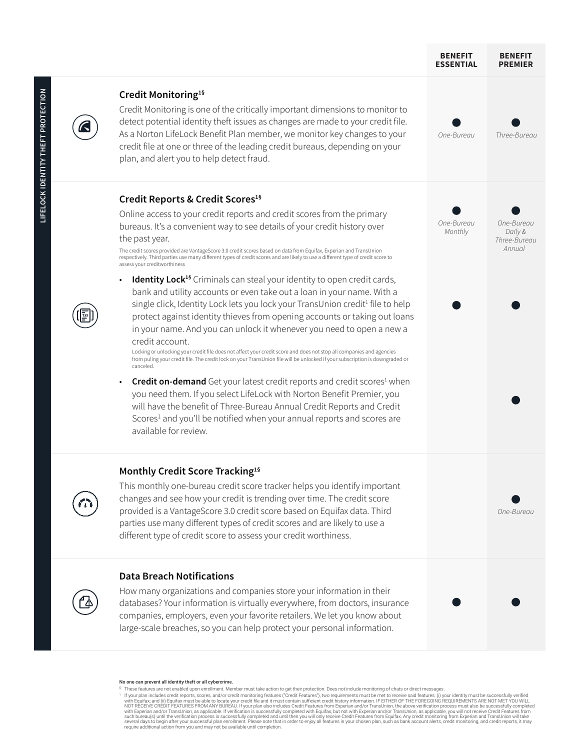LIFELOCK IDENTITY THEFT PROTECTION

| | BENEFIT ESSENTIAL | BENEFIT PREMIER |
|---|---|---|
| **Credit Monitoring[1§]**<br>Credit Monitoring is one of the critically important dimensions to monitor to detect potential identity theft issues as changes are made to your credit file. As a Norton LifeLock Benefit Plan member, we monitor key changes to your credit file at one or three of the leading credit bureaus, depending on your plan, and alert you to help detect fraud. | ● *One-Bureau* | ● *Three-Bureau* |
| **Credit Reports & Credit Scores[1§]**<br>Online access to your credit reports and credit scores from the primary bureaus. It's a convenient way to see details of your credit history over the past year.<br>The credit scores provided are VantageScore 3.0 credit scores based on data from Equifax, Experian and TransUnion respectively. Third parties use many different types of credit scores and are likely to use a different type of credit score to assess your creditworthiness | ● *One-Bureau Monthly* | ● *One-Bureau Daily & Three-Bureau Annual* |
| • **Identity Lock[1§]** Criminals can steal your identity to open credit cards, bank and utility accounts or even take out a loan in your name. With a single click, Identity Lock lets you lock your TransUnion credit[1] file to help protect against identity thieves from opening accounts or taking out loans in your name. And you can unlock it whenever you need to open a new a credit account.<br>Locking or unlocking your credit file does not affect your credit score and does not stop all companies and agencies from puling your credit file. The credit lock on your TransUnion file will be unlocked if your subscription is downgraded or canceled. | ● | ● |
| • **Credit on-demand** Get your latest credit reports and credit scores[1] when you need them. If you select LifeLock with Norton Benefit Premier, you will have the benefit of Three-Bureau Annual Credit Reports and Credit Scores[1] and you'll be notified when your annual reports and scores are available for review. | | ● |
| **Monthly Credit Score Tracking[1§]**<br>This monthly one-bureau credit score tracker helps you identify important changes and see how your credit is trending over time. The credit score provided is a VantageScore 3.0 credit score based on Equifax data. Third parties use many different types of credit scores and are likely to use a different type of credit score to assess your credit worthiness. | | ● *One-Bureau* |
| **Data Breach Notifications**<br>How many organizations and companies store your information in their databases? Your information is virtually everywhere, from doctors, insurance companies, employers, even your favorite retailers. We let you know about large-scale breaches, so you can help protect your personal information. | ● | ● |

**No one can prevent all identity theft or all cybercrime.**

§ These features are not enabled upon enrollment. Member must take action to get their protection. Does not include monitoring of chats or direct messages.

1 If your plan includes credit reports, scores, and/or credit monitoring features ("Credit Features"), two requirements must be met to receive said features: (i) your identity must be successfully verified with Equifax; and (ii) Equifax must be able to locate your credit file and it must contain sufficient credit history information. IF EITHER OF THE FOREGOING REQUIREMENTS ARE NOT MET YOU WILL NOT RECEIVE CREDIT FEATURES FROM ANY BUREAU. If your plan also includes Credit Features from Experian and/or TransUnion, the above verification process must also be successfully completed with Experian and/or TransUnion, as applicable. If verification is successfully completed with Equifax, but not with Experian and/or TransUnion, as applicable, you will not receive Credit Features from such bureau(s) until the verification process is successfully completed and until then you will only receive Credit Features from Equifax. Any credit monitoring from Experian and TransUnion will take several days to begin after your successful plan enrollment. Please note that in order to enjoy all features in your chosen plan, such as bank account alerts, credit monitoring, and credit reports, it may require additional action from you and may not be available until completion.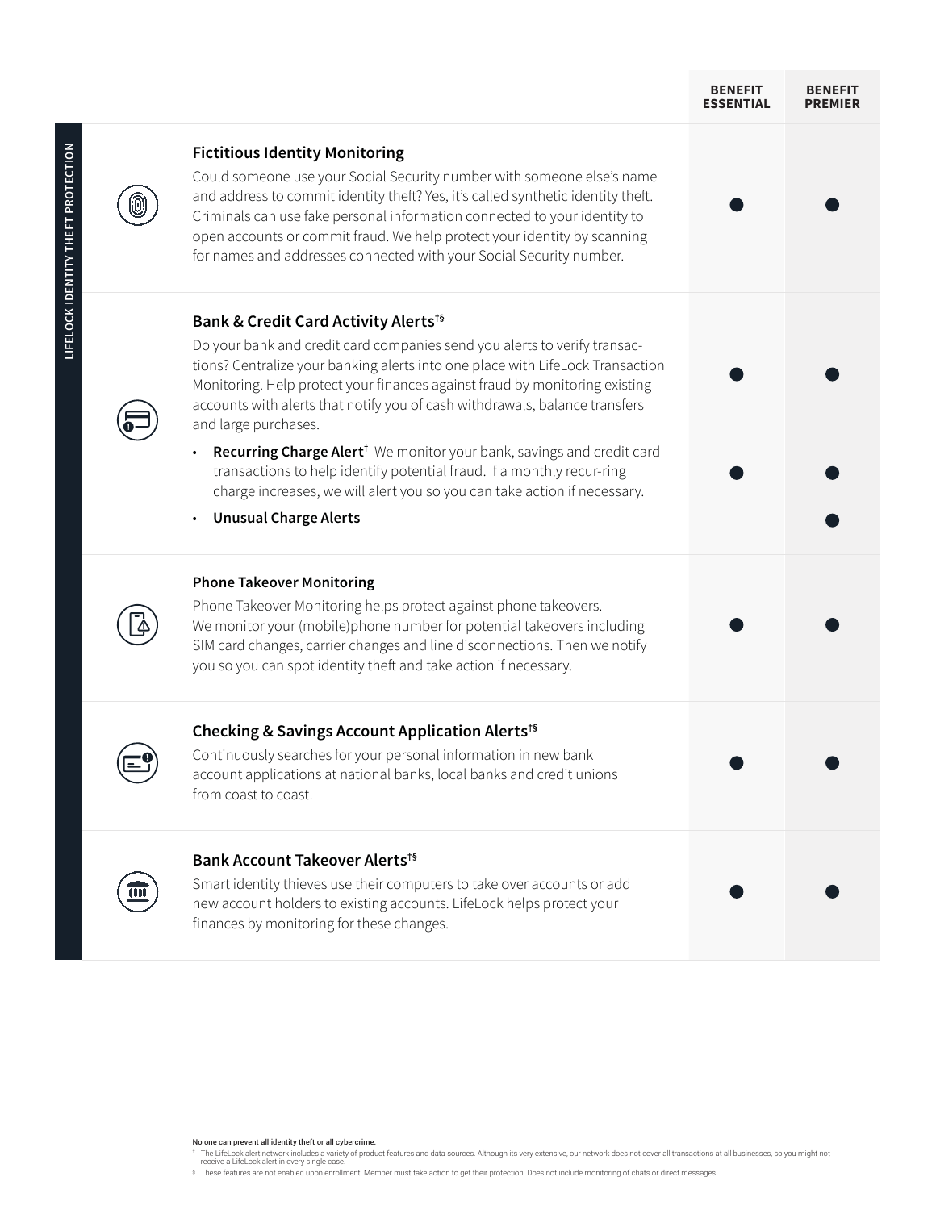LIFELOCK IDENTITY THEFT PROTECTION

| | BENEFIT ESSENTIAL | BENEFIT PREMIER |
|---|---|---|
| **Fictitious Identity Monitoring** Could someone use your Social Security number with someone else's name and address to commit identity theft? Yes, it's called synthetic identity theft. Criminals can use fake personal information connected to your identity to open accounts or commit fraud. We help protect your identity by scanning for names and addresses connected with your Social Security number. | ● | ● |
| **Bank & Credit Card Activity Alerts†§** Do your bank and credit card companies send you alerts to verify transactions? Centralize your banking alerts into one place with LifeLock Transaction Monitoring. Help protect your finances against fraud by monitoring existing accounts with alerts that notify you of cash withdrawals, balance transfers and large purchases. | ● | ● |
| • **Recurring Charge Alert†** We monitor your bank, savings and credit card transactions to help identify potential fraud. If a monthly recur-ring charge increases, we will alert you so you can take action if necessary. | ● | ● |
| • **Unusual Charge Alerts** | | ● |
| **Phone Takeover Monitoring** Phone Takeover Monitoring helps protect against phone takeovers. We monitor your (mobile)phone number for potential takeovers including SIM card changes, carrier changes and line disconnections. Then we notify you so you can spot identity theft and take action if necessary. | ● | ● |
| **Checking & Savings Account Application Alerts†§** Continuously searches for your personal information in new bank account applications at national banks, local banks and credit unions from coast to coast. | ● | ● |
| **Bank Account Takeover Alerts†§** Smart identity thieves use their computers to take over accounts or add new account holders to existing accounts. LifeLock helps protect your finances by monitoring for these changes. | ● | ● |

**No one can prevent all identity theft or all cybercrime.**

† The LifeLock alert network includes a variety of product features and data sources. Although its very extensive, our network does not cover all transactions at all businesses, so you might not receive a LifeLock alert in every single case.

§ These features are not enabled upon enrollment. Member must take action to get their protection. Does not include monitoring of chats or direct messages.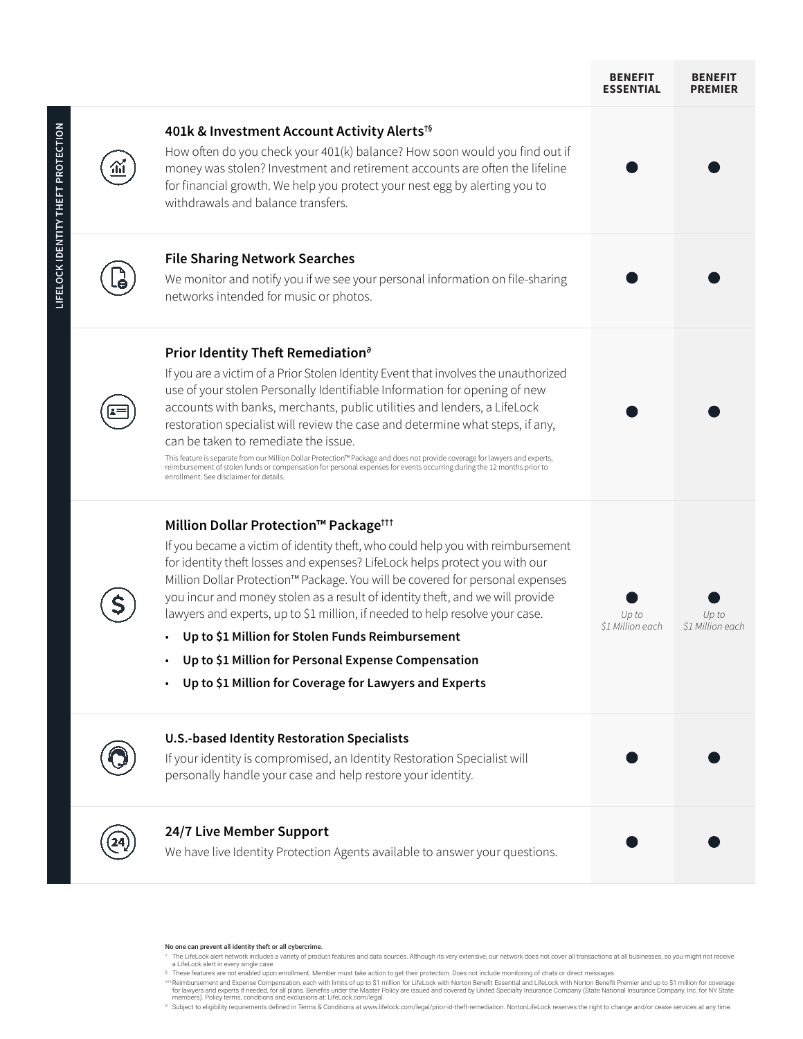LIFELOCK IDENTITY THEFT PROTECTION

| | BENEFIT ESSENTIAL | BENEFIT PREMIER |
|---|---|---|
| **401k & Investment Account Activity Alerts**[†§]<br>How often do you check your 401(k) balance? How soon would you find out if money was stolen? Investment and retirement accounts are often the lifeline for financial growth. We help you protect your nest egg by alerting you to withdrawals and balance transfers. | ● | ● |
| **File Sharing Network Searches**<br>We monitor and notify you if we see your personal information on file-sharing networks intended for music or photos. | ● | ● |
| **Prior Identity Theft Remediation**[∂]<br>If you are a victim of a Prior Stolen Identity Event that involves the unauthorized use of your stolen Personally Identifiable Information for opening of new accounts with banks, merchants, public utilities and lenders, a LifeLock restoration specialist will review the case and determine what steps, if any, can be taken to remediate the issue.<br>This feature is separate from our Million Dollar Protection™ Package and does not provide coverage for lawyers and experts, reimbursement of stolen funds or compensation for personal expenses for events occurring during the 12 months prior to enrollment. See disclaimer for details. | ● | ● |
| **Million Dollar Protection™ Package**[†††]<br>If you became a victim of identity theft, who could help you with reimbursement for identity theft losses and expenses? LifeLock helps protect you with our Million Dollar Protection™ Package. You will be covered for personal expenses you incur and money stolen as a result of identity theft, and we will provide lawyers and experts, up to $1 million, if needed to help resolve your case.<br>• **Up to $1 Million for Stolen Funds Reimbursement**<br>• **Up to $1 Million for Personal Expense Compensation**<br>• **Up to $1 Million for Coverage for Lawyers and Experts** | ● *Up to $1 Million each* | ● *Up to $1 Million each* |
| **U.S.-based Identity Restoration Specialists**<br>If your identity is compromised, an Identity Restoration Specialist will personally handle your case and help restore your identity. | ● | ● |
| **24/7 Live Member Support**<br>We have live Identity Protection Agents available to answer your questions. | ● | ● |

**No one can prevent all identity theft or all cybercrime.**

† The LifeLock alert network includes a variety of product features and data sources. Although its very extensive, our network does not cover all transactions at all businesses, so you might not receive a LifeLock alert in every single case.

§ These features are not enabled upon enrollment. Member must take action to get their protection. Does not include monitoring of chats or direct messages.

††† Reimbursement and Expense Compensation, each with limits of up to $1 million for LifeLock with Norton Benefit Essential and LifeLock with Norton Benefit Premier and up to $1 million for coverage for lawyers and experts if needed, for all plans. Benefits under the Master Policy are issued and covered by United Specialty Insurance Company (State National Insurance Company, Inc. for NY State members). Policy terms, conditions and exclusions at: LifeLock.com/legal.

∂ Subject to eligibility requirements defined in Terms & Conditions at www.lifelock.com/legal/prior-id-theft-remediation. NortonLifeLock reserves the right to change and/or cease services at any time.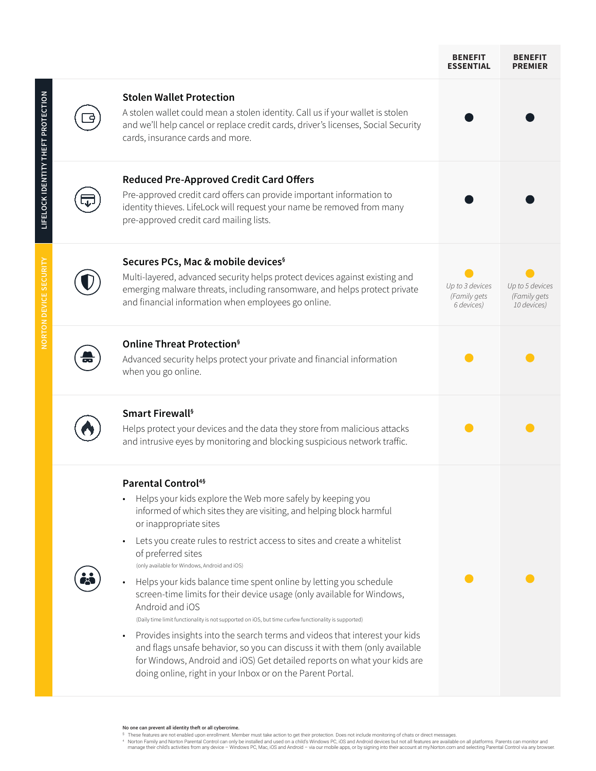| | | BENEFIT ESSENTIAL | BENEFIT PREMIER |
|---|---|---|---|
| LIFELOCK IDENTITY THEFT PROTECTION | **Stolen Wallet Protection**<br>A stolen wallet could mean a stolen identity. Call us if your wallet is stolen and we'll help cancel or replace credit cards, driver's licenses, Social Security cards, insurance cards and more. | ● | ● |
| | **Reduced Pre-Approved Credit Card Offers**<br>Pre-approved credit card offers can provide important information to identity thieves. LifeLock will request your name be removed from many pre-approved credit card mailing lists. | ● | ● |
| NORTON DEVICE SECURITY | **Secures PCs, Mac & mobile devices§**<br>Multi-layered, advanced security helps protect devices against existing and emerging malware threats, including ransomware, and helps protect private and financial information when employees go online. | ● *Up to 3 devices (Family gets 6 devices)* | ● *Up to 5 devices (Family gets 10 devices)* |
| | **Online Threat Protection§**<br>Advanced security helps protect your private and financial information when you go online. | ● | ● |
| | **Smart Firewall§**<br>Helps protect your devices and the data they store from malicious attacks and intrusive eyes by monitoring and blocking suspicious network traffic. | ● | ● |
| | **Parental Control4§**<br>• Helps your kids explore the Web more safely by keeping you informed of which sites they are visiting, and helping block harmful or inappropriate sites<br>• Lets you create rules to restrict access to sites and create a whitelist of preferred sites (only available for Windows, Android and iOS)<br>• Helps your kids balance time spent online by letting you schedule screen-time limits for their device usage (only available for Windows, Android and iOS (Daily time limit functionality is not supported on iOS, but time curfew functionality is supported)<br>• Provides insights into the search terms and videos that interest your kids and flags unsafe behavior, so you can discuss it with them (only available for Windows, Android and iOS) Get detailed reports on what your kids are doing online, right in your Inbox or on the Parent Portal. | ● | ● |

**No one can prevent all identity theft or all cybercrime.**

§ These features are not enabled upon enrollment. Member must take action to get their protection. Does not include monitoring of chats or direct messages.

4 Norton Family and Norton Parental Control can only be installed and used on a child's Windows PC, iOS and Android devices but not all features are available on all platforms. Parents can monitor and manage their child's activities from any device – Windows PC, Mac, iOS and Android – via our mobile apps, or by signing into their account at my.Norton.com and selecting Parental Control via any browser.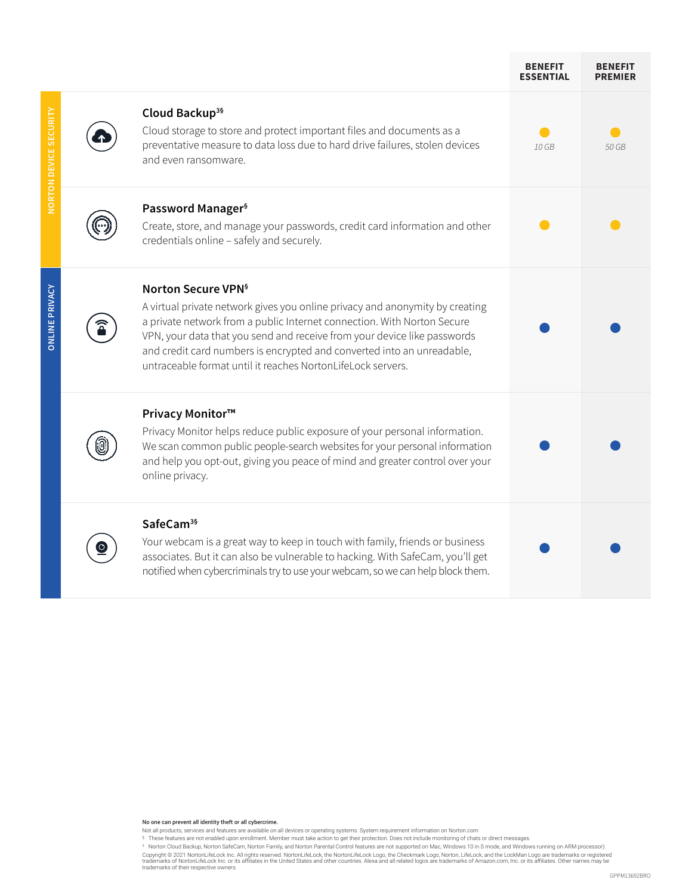| | | Benefit Essential | Benefit Premier |
|---|---|---|---|
| NORTON DEVICE SECURITY | **Cloud Backup**[3§] Cloud storage to store and protect important files and documents as a preventative measure to data loss due to hard drive failures, stolen devices and even ransomware. | ● *10 GB* | ● *50 GB* |
| | **Password Manager**[§] Create, store, and manage your passwords, credit card information and other credentials online – safely and securely. | ● | ● |
| ONLINE PRIVACY | **Norton Secure VPN**[§] A virtual private network gives you online privacy and anonymity by creating a private network from a public Internet connection. With Norton Secure VPN, your data that you send and receive from your device like passwords and credit card numbers is encrypted and converted into an unreadable, untraceable format until it reaches NortonLifeLock servers. | ● | ● |
| | **Privacy Monitor™** Privacy Monitor helps reduce public exposure of your personal information. We scan common public people-search websites for your personal information and help you opt-out, giving you peace of mind and greater control over your online privacy. | ● | ● |
| | **SafeCam**[3§] Your webcam is a great way to keep in touch with family, friends or business associates. But it can also be vulnerable to hacking. With SafeCam, you'll get notified when cybercriminals try to use your webcam, so we can help block them. | ● | ● |

**No one can prevent all identity theft or all cybercrime.**

Not all products, services and features are available on all devices or operating systems. System requirement information on Norton.com

§ These features are not enabled upon enrollment. Member must take action to get their protection. Does not include monitoring of chats or direct messages.

3 Norton Cloud Backup, Norton SafeCam, Norton Family, and Norton Parental Control features are not supported on Mac, Windows 10 in S mode, and Windows running on ARM processor).

Copyright © 2021 NortonLifeLock Inc. All rights reserved. NortonLifeLock, the NortonLifeLock Logo, the Checkmark Logo, Norton, LifeLock, and the LockMan Logo are trademarks or registered trademarks of NortonLifeLock Inc. or its affiliates in the United States and other countries. Alexa and all related logos are trademarks of Amazon.com, Inc. or its affiliates. Other names may be trademarks of their respective owners.

GPPM13692BRO